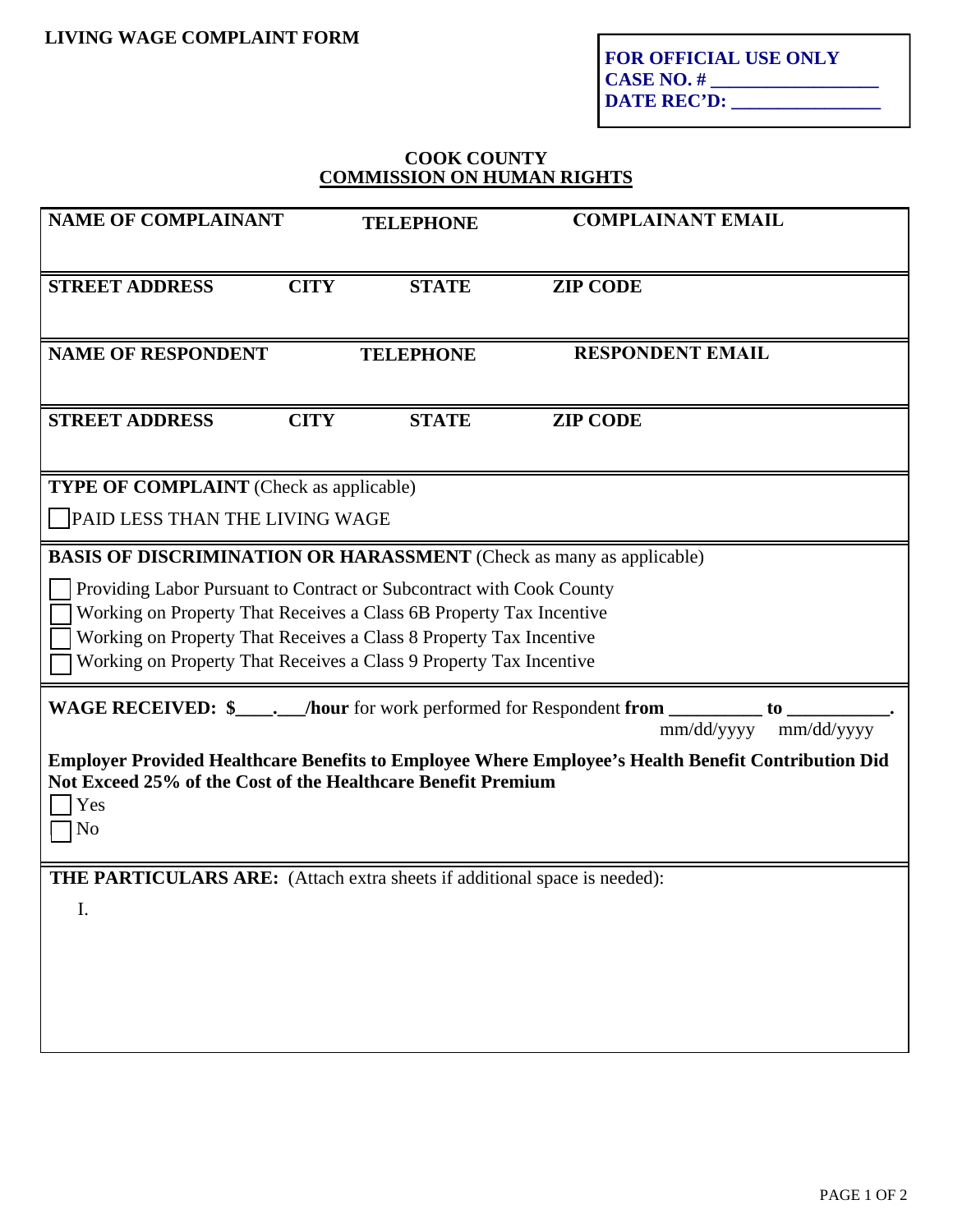**LIVING WAGE COMPLAINT FORM**

| **FOR OFFICIAL USE ONLY** |
|---|
| **CASE NO. #** ________________ |
| **DATE REC'D:** ______________ |

## COOK COUNTY
## COMMISSION ON HUMAN RIGHTS

| NAME OF COMPLAINANT | TELEPHONE | COMPLAINANT EMAIL | |
|---|---|---|---|
| | | | |
| **STREET ADDRESS** | **CITY** | **STATE** | **ZIP CODE** |
| | | | |
| **NAME OF RESPONDENT** | **TELEPHONE** | **RESPONDENT EMAIL** | |
| | | | |
| **STREET ADDRESS** | **CITY** | **STATE** | **ZIP CODE** |
| | | | |

**TYPE OF COMPLAINT** (Check as applicable)

☐ PAID LESS THAN THE LIVING WAGE

**BASIS OF DISCRIMINATION OR HARASSMENT** (Check as many as applicable)

☐ Providing Labor Pursuant to Contract or Subcontract with Cook County
☐ Working on Property That Receives a Class 6B Property Tax Incentive
☐ Working on Property That Receives a Class 8 Property Tax Incentive
☐ Working on Property That Receives a Class 9 Property Tax Incentive

**WAGE RECEIVED: $\_\_\_\_.\_\_\_/hour** for work performed for Respondent **from** __________ **to** ___________.
mm/dd/yyyy mm/dd/yyyy

**Employer Provided Healthcare Benefits to Employee Where Employee's Health Benefit Contribution Did Not Exceed 25% of the Cost of the Healthcare Benefit Premium**

☐ Yes
☐ No

**THE PARTICULARS ARE:** (Attach extra sheets if additional space is needed):

I.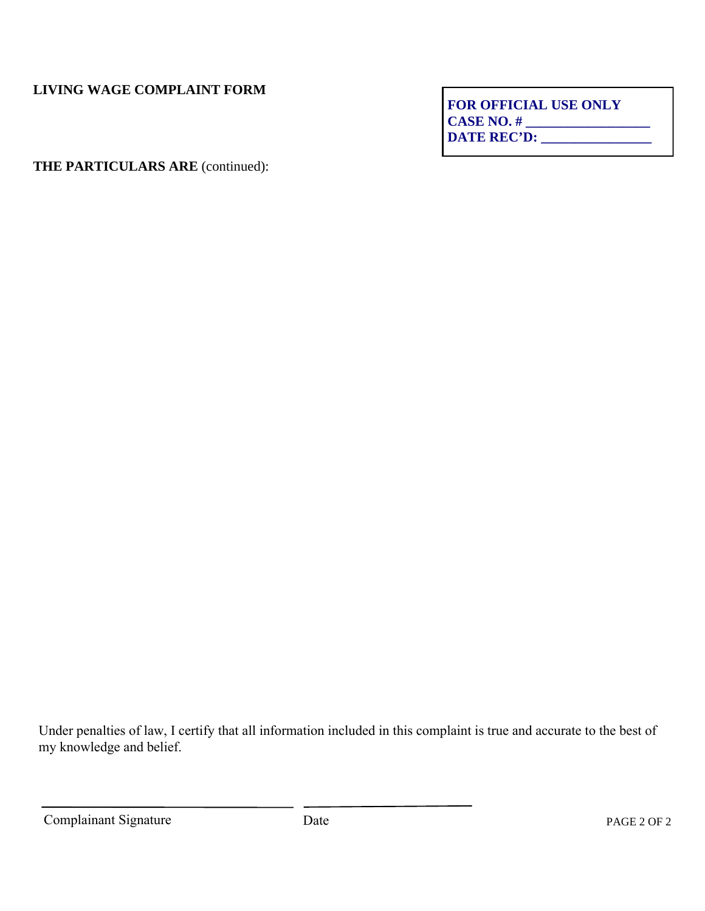**LIVING WAGE COMPLAINT FORM**

**FOR OFFICIAL USE ONLY**
**CASE NO. # \_\_\_\_\_\_\_\_\_\_\_\_\_\_\_\_\_**
**DATE REC'D: \_\_\_\_\_\_\_\_\_\_\_\_\_\_\_**

**THE PARTICULARS ARE** (continued):

Under penalties of law, I certify that all information included in this complaint is true and accurate to the best of my knowledge and belief.

\_\_\_\_\_\_\_\_\_\_\_\_\_\_\_\_\_\_\_\_\_\_\_\_\_\_\_\_\_\_\_\_\_\_\_ \_\_\_\_\_\_\_\_\_\_\_\_\_\_\_\_\_\_\_\_\_\_\_

Complainant Signature Date